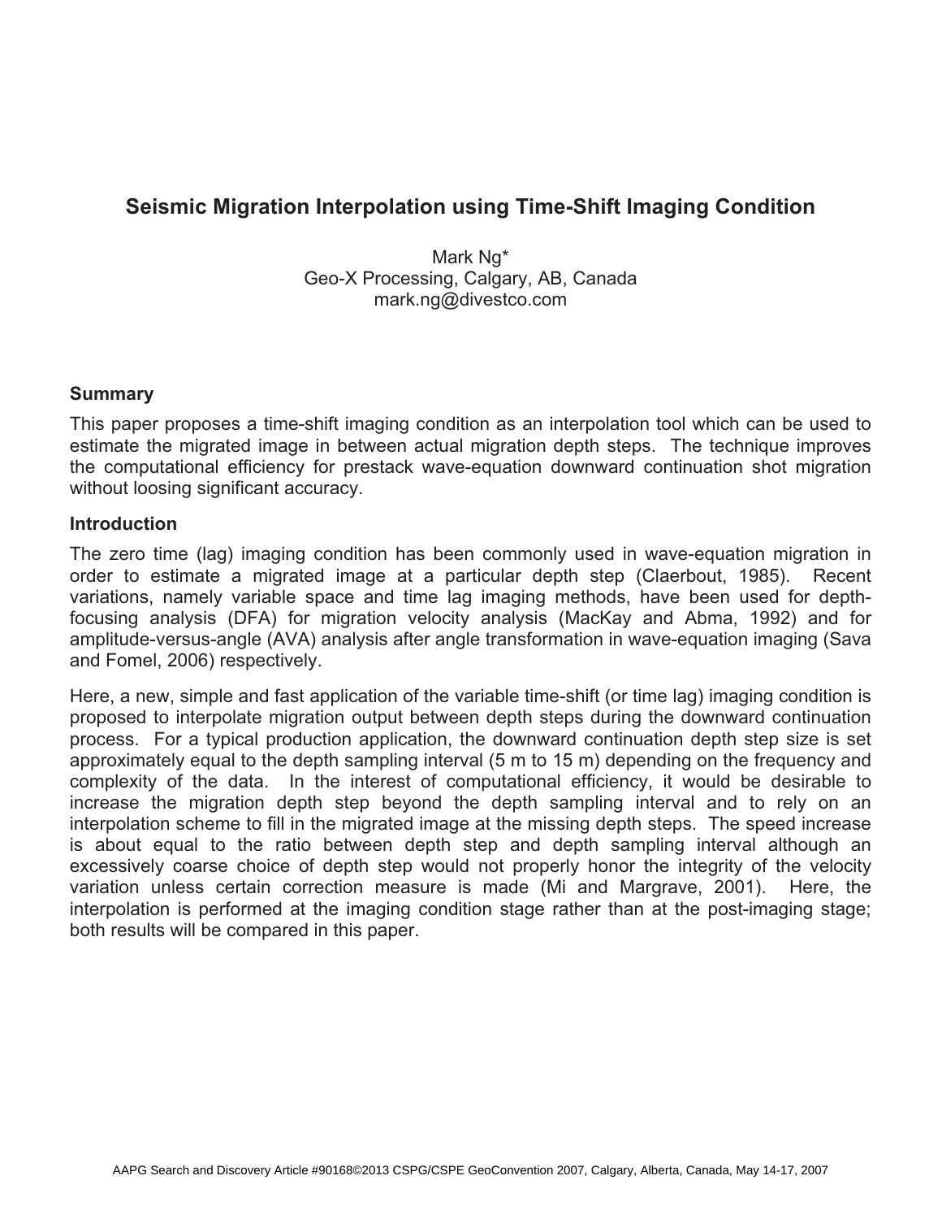# Seismic Migration Interpolation using Time-Shift Imaging Condition

Mark Ng*
Geo-X Processing, Calgary, AB, Canada
mark.ng@divestco.com

## Summary

This paper proposes a time-shift imaging condition as an interpolation tool which can be used to estimate the migrated image in between actual migration depth steps. The technique improves the computational efficiency for prestack wave-equation downward continuation shot migration without loosing significant accuracy.

## Introduction

The zero time (lag) imaging condition has been commonly used in wave-equation migration in order to estimate a migrated image at a particular depth step (Claerbout, 1985). Recent variations, namely variable space and time lag imaging methods, have been used for depth-focusing analysis (DFA) for migration velocity analysis (MacKay and Abma, 1992) and for amplitude-versus-angle (AVA) analysis after angle transformation in wave-equation imaging (Sava and Fomel, 2006) respectively.

Here, a new, simple and fast application of the variable time-shift (or time lag) imaging condition is proposed to interpolate migration output between depth steps during the downward continuation process. For a typical production application, the downward continuation depth step size is set approximately equal to the depth sampling interval (5 m to 15 m) depending on the frequency and complexity of the data. In the interest of computational efficiency, it would be desirable to increase the migration depth step beyond the depth sampling interval and to rely on an interpolation scheme to fill in the migrated image at the missing depth steps. The speed increase is about equal to the ratio between depth step and depth sampling interval although an excessively coarse choice of depth step would not properly honor the integrity of the velocity variation unless certain correction measure is made (Mi and Margrave, 2001). Here, the interpolation is performed at the imaging condition stage rather than at the post-imaging stage; both results will be compared in this paper.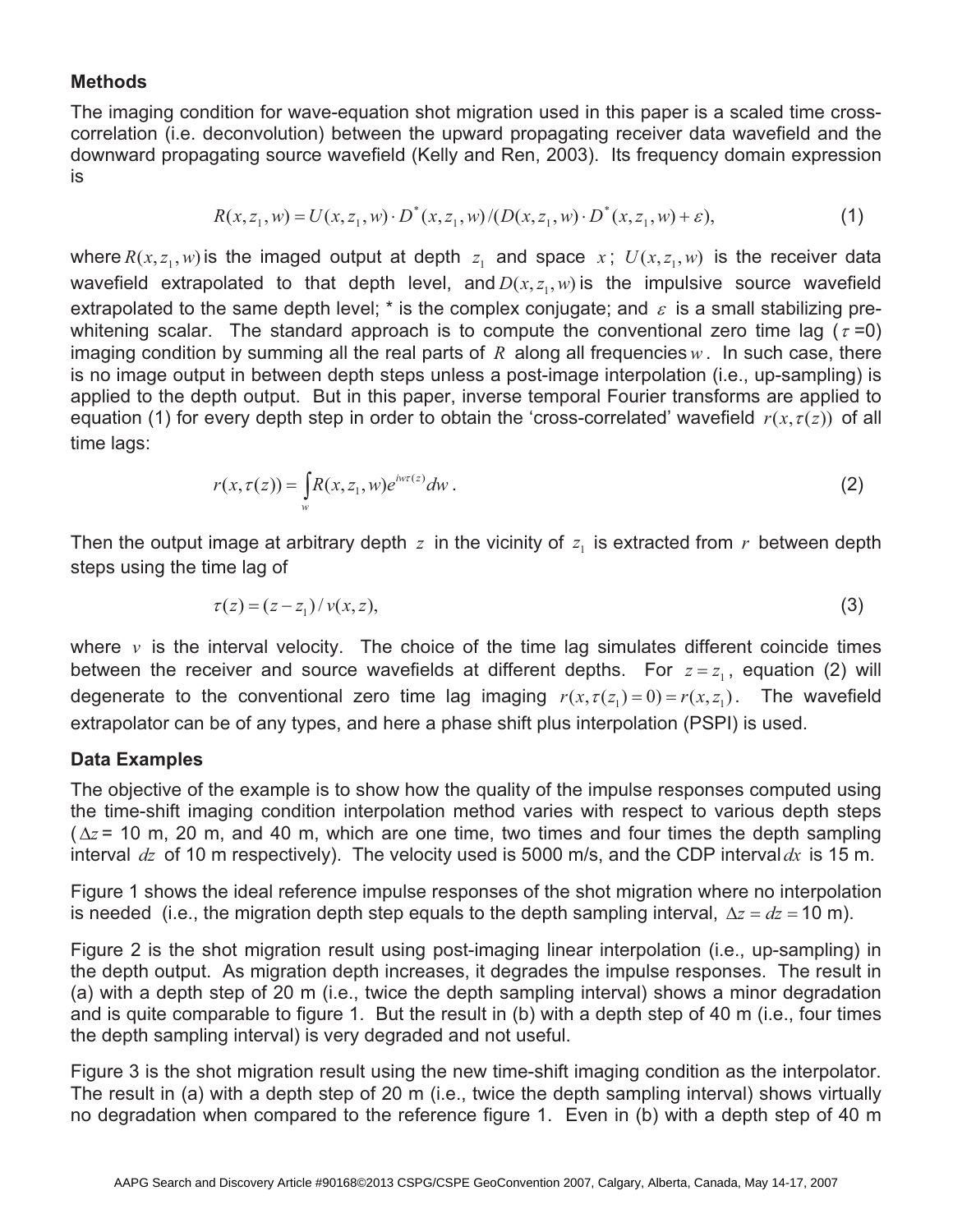## Methods

The imaging condition for wave-equation shot migration used in this paper is a scaled time cross-correlation (i.e. deconvolution) between the upward propagating receiver data wavefield and the downward propagating source wavefield (Kelly and Ren, 2003). Its frequency domain expression is

$$R(x,z_1,w) = U(x,z_1,w)\cdot D^*(x,z_1,w)/(D(x,z_1,w)\cdot D^*(x,z_1,w)+\varepsilon), \tag{1}$$

where $R(x,z_1,w)$ is the imaged output at depth $z_1$ and space $x$; $U(x,z_1,w)$ is the receiver data wavefield extrapolated to that depth level, and $D(x,z_1,w)$ is the impulsive source wavefield extrapolated to the same depth level; * is the complex conjugate; and $\varepsilon$ is a small stabilizing pre-whitening scalar. The standard approach is to compute the conventional zero time lag ($\tau$ =0) imaging condition by summing all the real parts of $R$ along all frequencies $w$. In such case, there is no image output in between depth steps unless a post-image interpolation (i.e., up-sampling) is applied to the depth output. But in this paper, inverse temporal Fourier transforms are applied to equation (1) for every depth step in order to obtain the 'cross-correlated' wavefield $r(x,\tau(z))$ of all time lags:

$$r(x,\tau(z)) = \int_w R(x,z_1,w)e^{iw\tau(z)}dw\,. \tag{2}$$

Then the output image at arbitrary depth $z$ in the vicinity of $z_1$ is extracted from $r$ between depth steps using the time lag of

$$\tau(z) = (z-z_1)/v(x,z), \tag{3}$$

where $v$ is the interval velocity. The choice of the time lag simulates different coincide times between the receiver and source wavefields at different depths. For $z=z_1$, equation (2) will degenerate to the conventional zero time lag imaging $r(x,\tau(z_1)=0)=r(x,z_1)$. The wavefield extrapolator can be of any types, and here a phase shift plus interpolation (PSPI) is used.

## Data Examples

The objective of the example is to show how the quality of the impulse responses computed using the time-shift imaging condition interpolation method varies with respect to various depth steps ($\Delta z$ = 10 m, 20 m, and 40 m, which are one time, two times and four times the depth sampling interval $dz$ of 10 m respectively). The velocity used is 5000 m/s, and the CDP interval $dx$ is 15 m.

Figure 1 shows the ideal reference impulse responses of the shot migration where no interpolation is needed (i.e., the migration depth step equals to the depth sampling interval, $\Delta z = dz = 10$ m).

Figure 2 is the shot migration result using post-imaging linear interpolation (i.e., up-sampling) in the depth output. As migration depth increases, it degrades the impulse responses. The result in (a) with a depth step of 20 m (i.e., twice the depth sampling interval) shows a minor degradation and is quite comparable to figure 1. But the result in (b) with a depth step of 40 m (i.e., four times the depth sampling interval) is very degraded and not useful.

Figure 3 is the shot migration result using the new time-shift imaging condition as the interpolator. The result in (a) with a depth step of 20 m (i.e., twice the depth sampling interval) shows virtually no degradation when compared to the reference figure 1. Even in (b) with a depth step of 40 m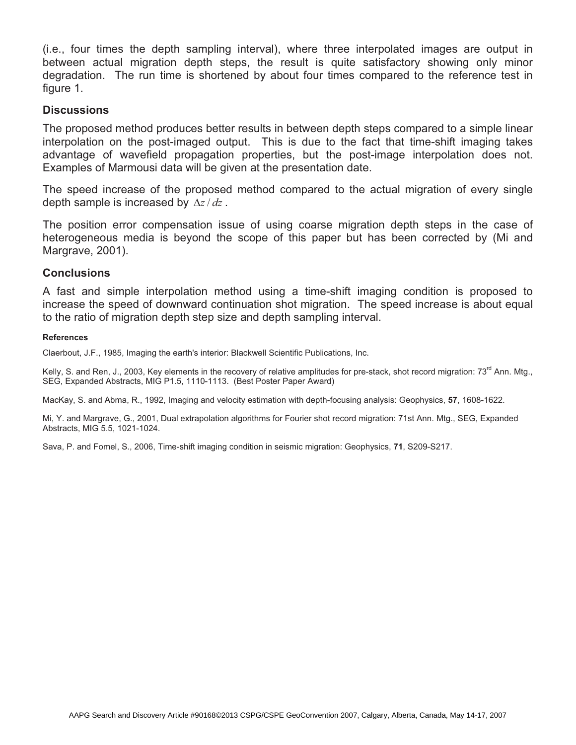(i.e., four times the depth sampling interval), where three interpolated images are output in between actual migration depth steps, the result is quite satisfactory showing only minor degradation. The run time is shortened by about four times compared to the reference test in figure 1.

## Discussions

The proposed method produces better results in between depth steps compared to a simple linear interpolation on the post-imaged output. This is due to the fact that time-shift imaging takes advantage of wavefield propagation properties, but the post-image interpolation does not. Examples of Marmousi data will be given at the presentation date.

The speed increase of the proposed method compared to the actual migration of every single depth sample is increased by $\Delta z / dz$ .

The position error compensation issue of using coarse migration depth steps in the case of heterogeneous media is beyond the scope of this paper but has been corrected by (Mi and Margrave, 2001).

## Conclusions

A fast and simple interpolation method using a time-shift imaging condition is proposed to increase the speed of downward continuation shot migration. The speed increase is about equal to the ratio of migration depth step size and depth sampling interval.

#### References

Claerbout, J.F., 1985, Imaging the earth's interior: Blackwell Scientific Publications, Inc.

Kelly, S. and Ren, J., 2003, Key elements in the recovery of relative amplitudes for pre-stack, shot record migration: 73rd Ann. Mtg., SEG, Expanded Abstracts, MIG P1.5, 1110-1113. (Best Poster Paper Award)

MacKay, S. and Abma, R., 1992, Imaging and velocity estimation with depth-focusing analysis: Geophysics, **57**, 1608-1622.

Mi, Y. and Margrave, G., 2001, Dual extrapolation algorithms for Fourier shot record migration: 71st Ann. Mtg., SEG, Expanded Abstracts, MIG 5.5, 1021-1024.

Sava, P. and Fomel, S., 2006, Time-shift imaging condition in seismic migration: Geophysics, **71**, S209-S217.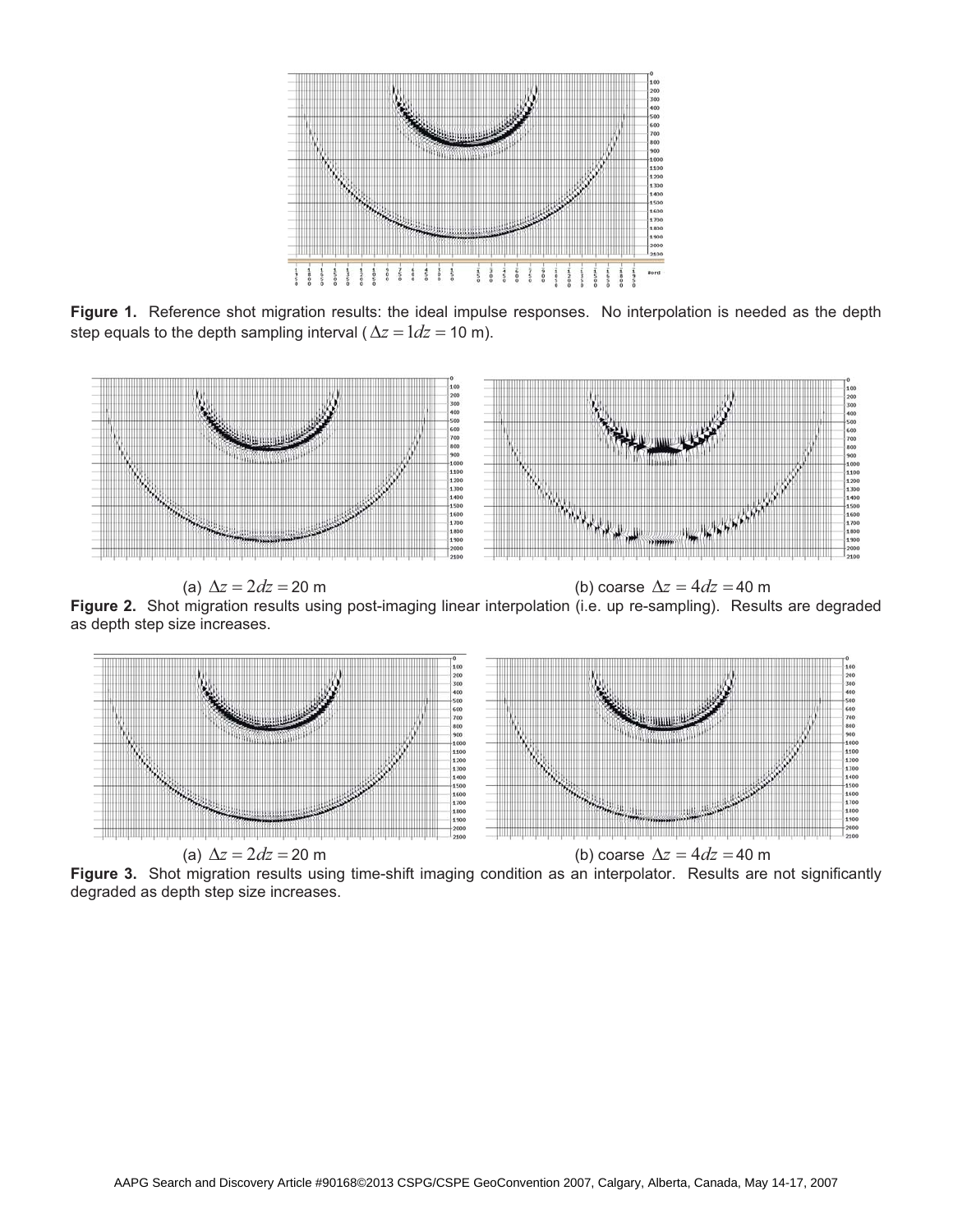**Figure 1.** Reference shot migration results: the ideal impulse responses. No interpolation is needed as the depth step equals to the depth sampling interval ( $\Delta z = 1dz = 10$ m).

(a) $\Delta z = 2dz = 20$ m

(b) coarse $\Delta z = 4dz = 40$ m

**Figure 2.** Shot migration results using post-imaging linear interpolation (i.e. up re-sampling). Results are degraded as depth step size increases.

(a) $\Delta z = 2dz = 20$ m

(b) coarse $\Delta z = 4dz = 40$ m

**Figure 3.** Shot migration results using time-shift imaging condition as an interpolator. Results are not significantly degraded as depth step size increases.